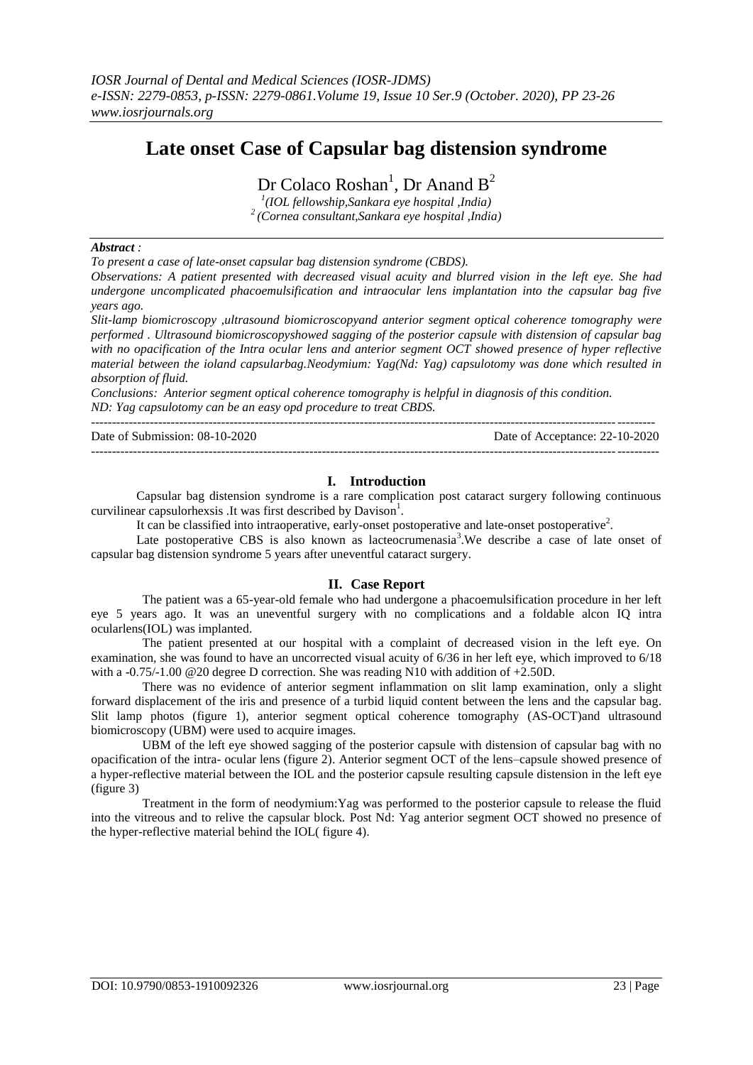# Late onset Case of Capsular bag distension syndrome

Dr Colaco Roshan[1], Dr Anand B[2]

[1](IOL fellowship,Sankara eye hospital ,India)
[2](Cornea consultant,Sankara eye hospital ,India)

***Abstract :***

*To present a case of late-onset capsular bag distension syndrome (CBDS).*

*Observations: A patient presented with decreased visual acuity and blurred vision in the left eye. She had undergone uncomplicated phacoemulsification and intraocular lens implantation into the capsular bag five years ago.*

*Slit-lamp biomicroscopy ,ultrasound biomicroscopyand anterior segment optical coherence tomography were performed . Ultrasound biomicroscopyshowed sagging of the posterior capsule with distension of capsular bag with no opacification of the Intra ocular lens and anterior segment OCT showed presence of hyper reflective material between the ioland capsularbag.Neodymium: Yag(Nd: Yag) capsulotomy was done which resulted in absorption of fluid.*

*Conclusions: Anterior segment optical coherence tomography is helpful in diagnosis of this condition. ND: Yag capsulotomy can be an easy opd procedure to treat CBDS.*

---

Date of Submission: 08-10-2020 Date of Acceptance: 22-10-2020

---

## I. Introduction

Capsular bag distension syndrome is a rare complication post cataract surgery following continuous curvilinear capsulorhexsis .It was first described by Davison[1].

It can be classified into intraoperative, early-onset postoperative and late-onset postoperative[2].

Late postoperative CBS is also known as lacteocrumenasia[3].We describe a case of late onset of capsular bag distension syndrome 5 years after uneventful cataract surgery.

## II. Case Report

The patient was a 65-year-old female who had undergone a phacoemulsification procedure in her left eye 5 years ago. It was an uneventful surgery with no complications and a foldable alcon IQ intra ocularlens(IOL) was implanted.

The patient presented at our hospital with a complaint of decreased vision in the left eye. On examination, she was found to have an uncorrected visual acuity of 6/36 in her left eye, which improved to 6/18 with a -0.75/-1.00 @20 degree D correction. She was reading N10 with addition of +2.50D.

There was no evidence of anterior segment inflammation on slit lamp examination, only a slight forward displacement of the iris and presence of a turbid liquid content between the lens and the capsular bag. Slit lamp photos (figure 1), anterior segment optical coherence tomography (AS-OCT)and ultrasound biomicroscopy (UBM) were used to acquire images.

UBM of the left eye showed sagging of the posterior capsule with distension of capsular bag with no opacification of the intra- ocular lens (figure 2). Anterior segment OCT of the lens–capsule showed presence of a hyper-reflective material between the IOL and the posterior capsule resulting capsule distension in the left eye (figure 3)

Treatment in the form of neodymium:Yag was performed to the posterior capsule to release the fluid into the vitreous and to relive the capsular block. Post Nd: Yag anterior segment OCT showed no presence of the hyper-reflective material behind the IOL( figure 4).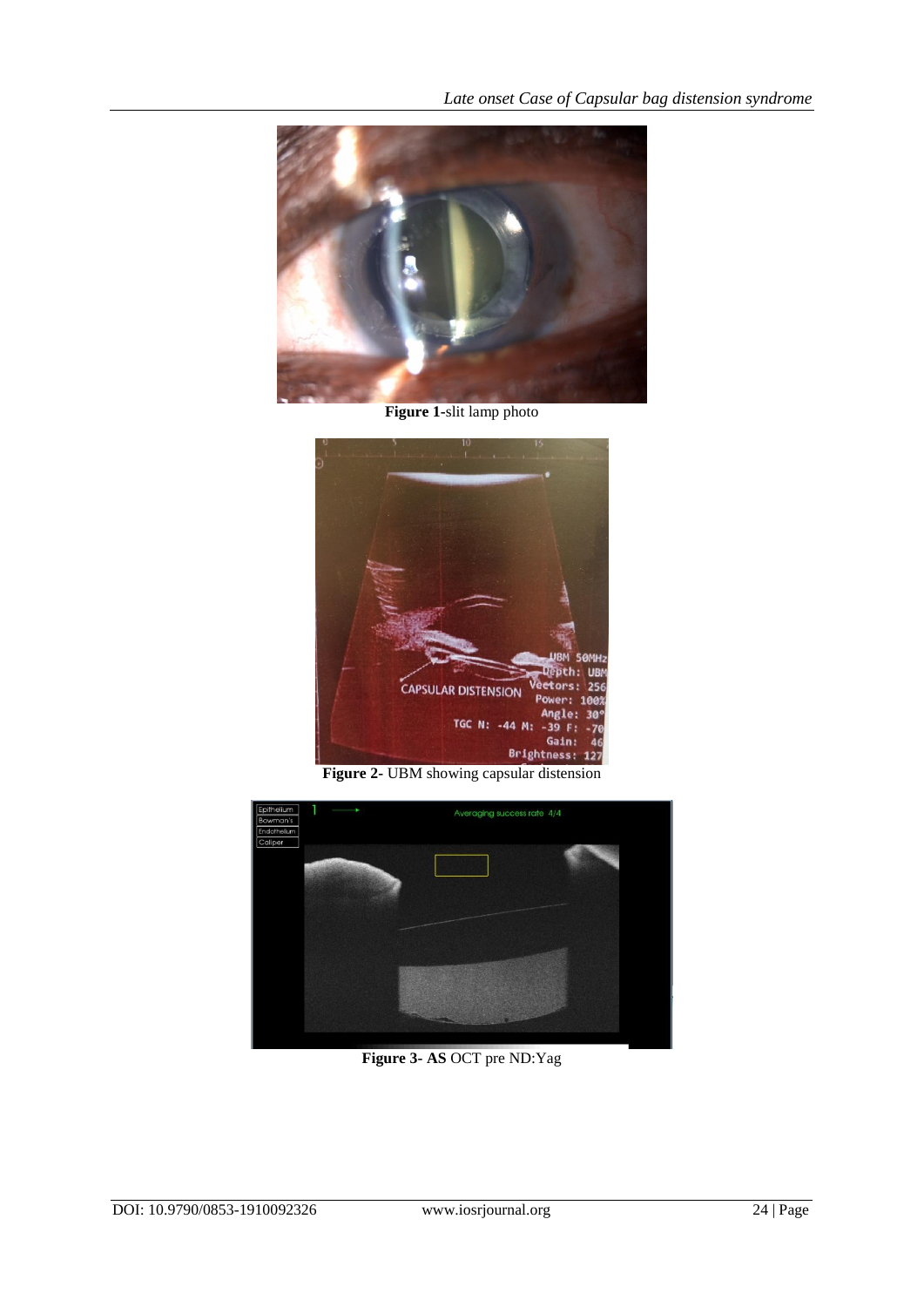**Figure 1**-slit lamp photo

**Figure 2-** UBM showing capsular distension

**Figure 3- AS** OCT pre ND:Yag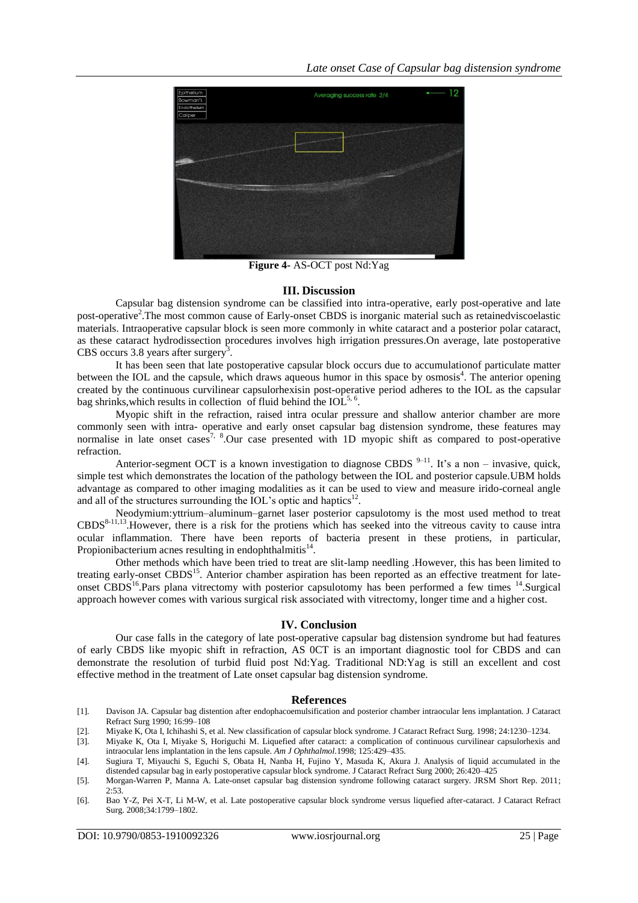**Figure 4-** AS-OCT post Nd:Yag

## III. Discussion

Capsular bag distension syndrome can be classified into intra-operative, early post-operative and late post-operative[2].The most common cause of Early-onset CBDS is inorganic material such as retainedviscoelastic materials. Intraoperative capsular block is seen more commonly in white cataract and a posterior polar cataract, as these cataract hydrodissection procedures involves high irrigation pressures.On average, late postoperative CBS occurs 3.8 years after surgery[3].

It has been seen that late postoperative capsular block occurs due to accumulationof particulate matter between the IOL and the capsule, which draws aqueous humor in this space by osmosis[4]. The anterior opening created by the continuous curvilinear capsulorhexisin post-operative period adheres to the IOL as the capsular bag shrinks,which results in collection of fluid behind the IOL[5, 6].

Myopic shift in the refraction, raised intra ocular pressure and shallow anterior chamber are more commonly seen with intra- operative and early onset capsular bag distension syndrome, these features may normalise in late onset cases[7, 8].Our case presented with 1D myopic shift as compared to post-operative refraction.

Anterior-segment OCT is a known investigation to diagnose CBDS [9–11]. It's a non – invasive, quick, simple test which demonstrates the location of the pathology between the IOL and posterior capsule.UBM holds advantage as compared to other imaging modalities as it can be used to view and measure irido-corneal angle and all of the structures surrounding the IOL's optic and haptics[12].

Neodymium:yttrium–aluminum–garnet laser posterior capsulotomy is the most used method to treat CBDS[8-11,13].However, there is a risk for the protiens which has seeked into the vitreous cavity to cause intra ocular inflammation. There have been reports of bacteria present in these protiens, in particular, Propionibacterium acnes resulting in endophthalmitis[14].

Other methods which have been tried to treat are slit-lamp needling .However, this has been limited to treating early-onset CBDS[15]. Anterior chamber aspiration has been reported as an effective treatment for late-onset CBDS[16].Pars plana vitrectomy with posterior capsulotomy has been performed a few times [14].Surgical approach however comes with various surgical risk associated with vitrectomy, longer time and a higher cost.

## IV. Conclusion

Our case falls in the category of late post-operative capsular bag distension syndrome but had features of early CBDS like myopic shift in refraction, AS 0CT is an important diagnostic tool for CBDS and can demonstrate the resolution of turbid fluid post Nd:Yag. Traditional ND:Yag is still an excellent and cost effective method in the treatment of Late onset capsular bag distension syndrome.

## References

[1]. Davison JA. Capsular bag distention after endophacoemulsification and posterior chamber intraocular lens implantation. J Cataract Refract Surg 1990; 16:99–108

[2]. Miyake K, Ota I, Ichihashi S, et al. New classification of capsular block syndrome. J Cataract Refract Surg. 1998; 24:1230–1234.

[3]. Miyake K, Ota I, Miyake S, Horiguchi M. Liquefied after cataract: a complication of continuous curvilinear capsulorhexis and intraocular lens implantation in the lens capsule. *Am J Ophthalmol*.1998; 125:429–435.

[4]. Sugiura T, Miyauchi S, Eguchi S, Obata H, Nanba H, Fujino Y, Masuda K, Akura J. Analysis of liquid accumulated in the distended capsular bag in early postoperative capsular block syndrome. J Cataract Refract Surg 2000; 26:420–425

[5]. Morgan-Warren P, Manna A. Late-onset capsular bag distension syndrome following cataract surgery. JRSM Short Rep. 2011; 2:53.

[6]. Bao Y-Z, Pei X-T, Li M-W, et al. Late postoperative capsular block syndrome versus liquefied after-cataract. J Cataract Refract Surg. 2008;34:1799–1802.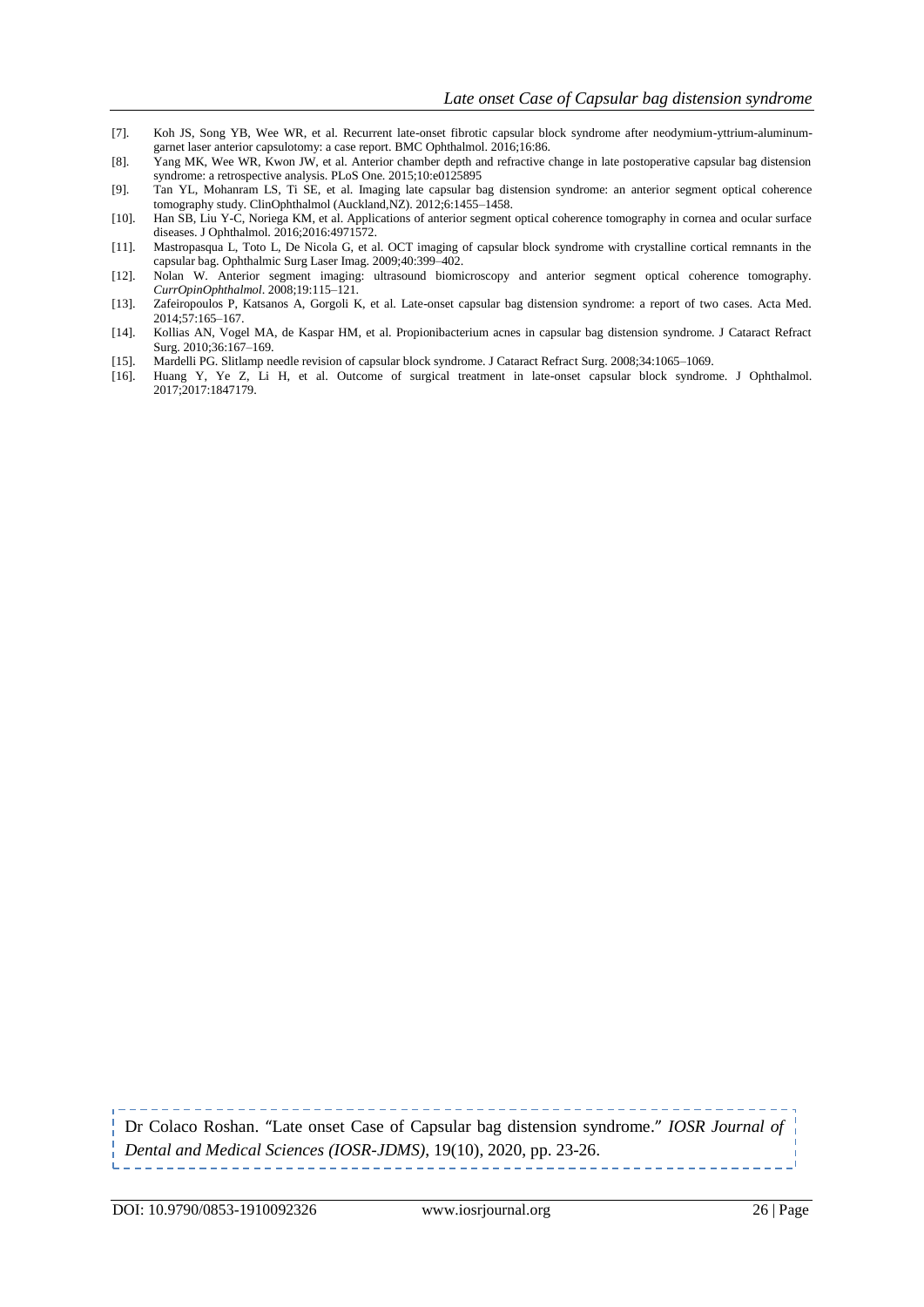[7]. Koh JS, Song YB, Wee WR, et al. Recurrent late-onset fibrotic capsular block syndrome after neodymium-yttrium-aluminum-garnet laser anterior capsulotomy: a case report. BMC Ophthalmol. 2016;16:86.

[8]. Yang MK, Wee WR, Kwon JW, et al. Anterior chamber depth and refractive change in late postoperative capsular bag distension syndrome: a retrospective analysis. PLoS One. 2015;10:e0125895

[9]. Tan YL, Mohanram LS, Ti SE, et al. Imaging late capsular bag distension syndrome: an anterior segment optical coherence tomography study. ClinOphthalmol (Auckland,NZ). 2012;6:1455–1458.

[10]. Han SB, Liu Y-C, Noriega KM, et al. Applications of anterior segment optical coherence tomography in cornea and ocular surface diseases. J Ophthalmol. 2016;2016:4971572.

[11]. Mastropasqua L, Toto L, De Nicola G, et al. OCT imaging of capsular block syndrome with crystalline cortical remnants in the capsular bag. Ophthalmic Surg Laser Imag. 2009;40:399–402.

[12]. Nolan W. Anterior segment imaging: ultrasound biomicroscopy and anterior segment optical coherence tomography. *CurrOpinOphthalmol*. 2008;19:115–121.

[13]. Zafeiropoulos P, Katsanos A, Gorgoli K, et al. Late-onset capsular bag distension syndrome: a report of two cases. Acta Med. 2014;57:165–167.

[14]. Kollias AN, Vogel MA, de Kaspar HM, et al. Propionibacterium acnes in capsular bag distension syndrome. J Cataract Refract Surg. 2010;36:167–169.

[15]. Mardelli PG. Slitlamp needle revision of capsular block syndrome. J Cataract Refract Surg. 2008;34:1065–1069.

[16]. Huang Y, Ye Z, Li H, et al. Outcome of surgical treatment in late-onset capsular block syndrome. J Ophthalmol. 2017;2017:1847179.

Dr Colaco Roshan. "Late onset Case of Capsular bag distension syndrome." *IOSR Journal of Dental and Medical Sciences (IOSR-JDMS)*, 19(10), 2020, pp. 23-26.